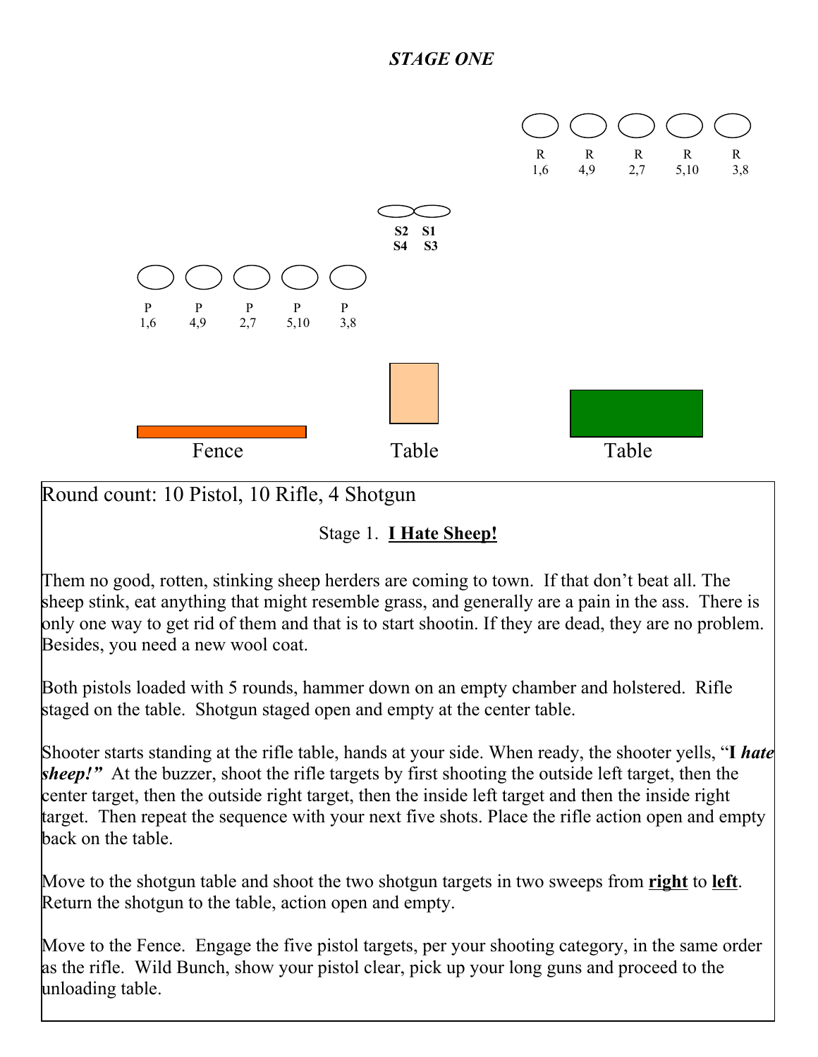***STAGE ONE***

R 1,6 — R 4,9 — R 2,7 — R 5,10 — R 3,8

**S2 S1**
**S4 S3**

P 1,6 — P 4,9 — P 2,7 — P 5,10 — P 3,8

Fence — Table — Table

Round count: 10 Pistol, 10 Rifle, 4 Shotgun

Stage 1. **<u>I Hate Sheep!</u>**

Them no good, rotten, stinking sheep herders are coming to town. If that don't beat all. The sheep stink, eat anything that might resemble grass, and generally are a pain in the ass. There is only one way to get rid of them and that is to start shootin. If they are dead, they are no problem. Besides, you need a new wool coat.

Both pistols loaded with 5 rounds, hammer down on an empty chamber and holstered. Rifle staged on the table. Shotgun staged open and empty at the center table.

Shooter starts standing at the rifle table, hands at your side. When ready, the shooter yells, "**I *hate sheep!*"** At the buzzer, shoot the rifle targets by first shooting the outside left target, then the center target, then the outside right target, then the inside left target and then the inside right target. Then repeat the sequence with your next five shots. Place the rifle action open and empty back on the table.

Move to the shotgun table and shoot the two shotgun targets in two sweeps from **<u>right</u>** to **<u>left</u>**. Return the shotgun to the table, action open and empty.

Move to the Fence. Engage the five pistol targets, per your shooting category, in the same order as the rifle. Wild Bunch, show your pistol clear, pick up your long guns and proceed to the unloading table.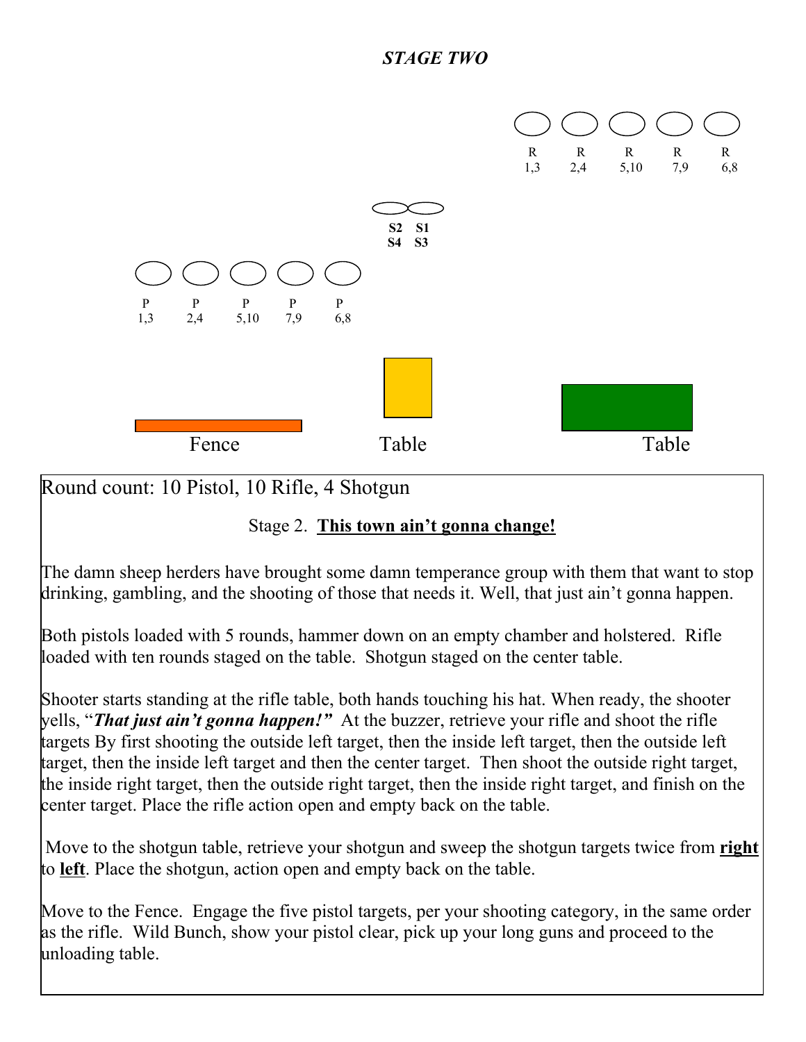# *STAGE TWO*

R 1,3 | R 2,4 | R 5,10 | R 7,9 | R 6,8

S2 S4 | S1 S3

P 1,3 | P 2,4 | P 5,10 | P 7,9 | P 6,8

Fence | Table | Table

Round count: 10 Pistol, 10 Rifle, 4 Shotgun

Stage 2. **This town ain't gonna change!**

The damn sheep herders have brought some damn temperance group with them that want to stop drinking, gambling, and the shooting of those that needs it. Well, that just ain't gonna happen.

Both pistols loaded with 5 rounds, hammer down on an empty chamber and holstered. Rifle loaded with ten rounds staged on the table. Shotgun staged on the center table.

Shooter starts standing at the rifle table, both hands touching his hat. When ready, the shooter yells, "***That just ain't gonna happen!***" At the buzzer, retrieve your rifle and shoot the rifle targets By first shooting the outside left target, then the inside left target, then the outside left target, then the inside left target and then the center target. Then shoot the outside right target, the inside right target, then the outside right target, then the inside right target, and finish on the center target. Place the rifle action open and empty back on the table.

Move to the shotgun table, retrieve your shotgun and sweep the shotgun targets twice from **right** to **left**. Place the shotgun, action open and empty back on the table.

Move to the Fence. Engage the five pistol targets, per your shooting category, in the same order as the rifle. Wild Bunch, show your pistol clear, pick up your long guns and proceed to the unloading table.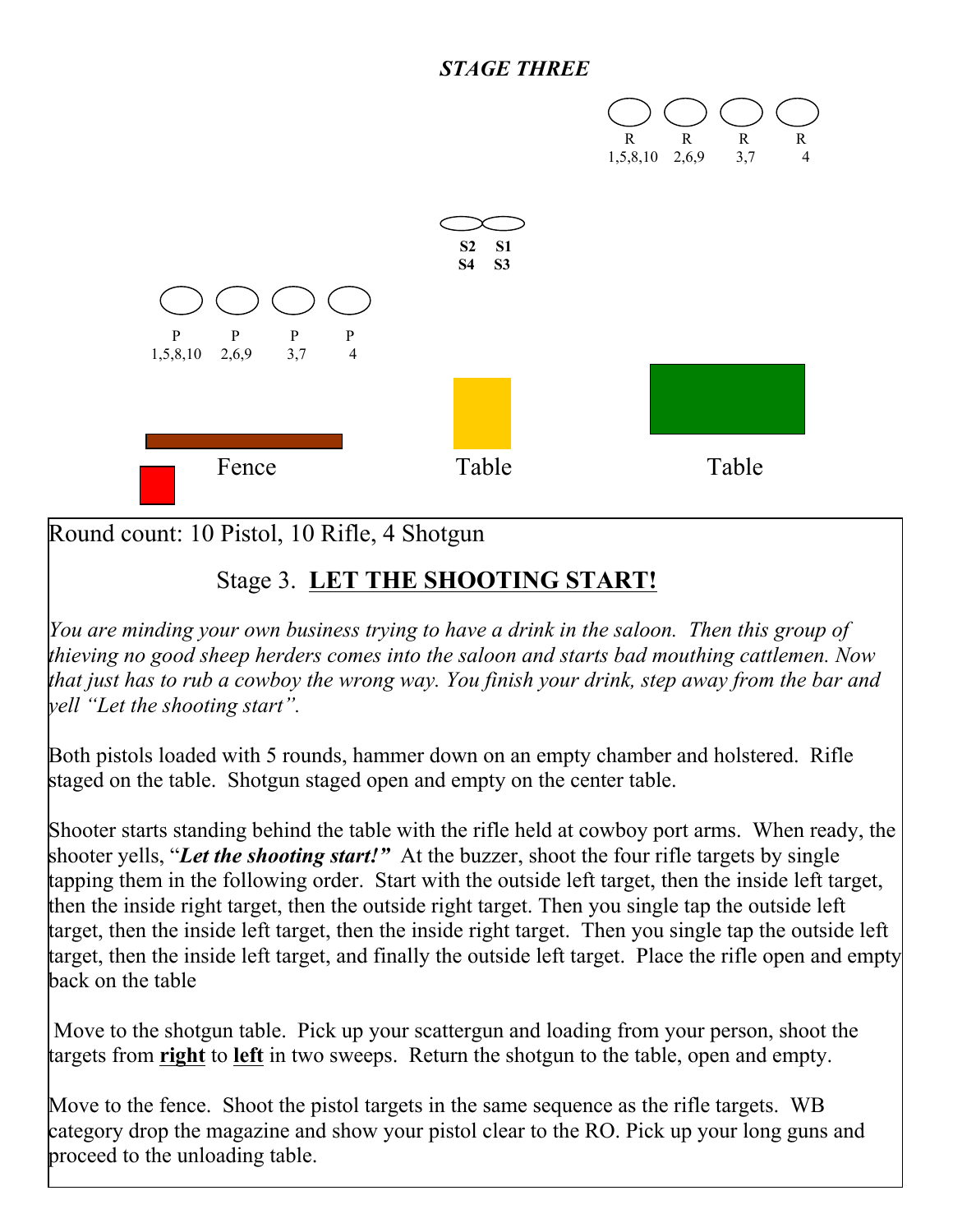## *STAGE THREE*

R 1,5,8,10 — R 2,6,9 — R 3,7 — R 4

S2 S4 — S1 S3

P 1,5,8,10 — P 2,6,9 — P 3,7 — P 4

Fence — Table — Table

Round count: 10 Pistol, 10 Rifle, 4 Shotgun

### Stage 3. **<u>LET THE SHOOTING START!</u>**

*You are minding your own business trying to have a drink in the saloon. Then this group of thieving no good sheep herders comes into the saloon and starts bad mouthing cattlemen. Now that just has to rub a cowboy the wrong way. You finish your drink, step away from the bar and yell "Let the shooting start".*

Both pistols loaded with 5 rounds, hammer down on an empty chamber and holstered. Rifle staged on the table. Shotgun staged open and empty on the center table.

Shooter starts standing behind the table with the rifle held at cowboy port arms. When ready, the shooter yells, "***Let the shooting start!"*** At the buzzer, shoot the four rifle targets by single tapping them in the following order. Start with the outside left target, then the inside left target, then the inside right target, then the outside right target. Then you single tap the outside left target, then the inside left target, then the inside right target. Then you single tap the outside left target, then the inside left target, and finally the outside left target. Place the rifle open and empty back on the table

Move to the shotgun table. Pick up your scattergun and loading from your person, shoot the targets from **<u>right</u>** to **<u>left</u>** in two sweeps. Return the shotgun to the table, open and empty.

Move to the fence. Shoot the pistol targets in the same sequence as the rifle targets. WB category drop the magazine and show your pistol clear to the RO. Pick up your long guns and proceed to the unloading table.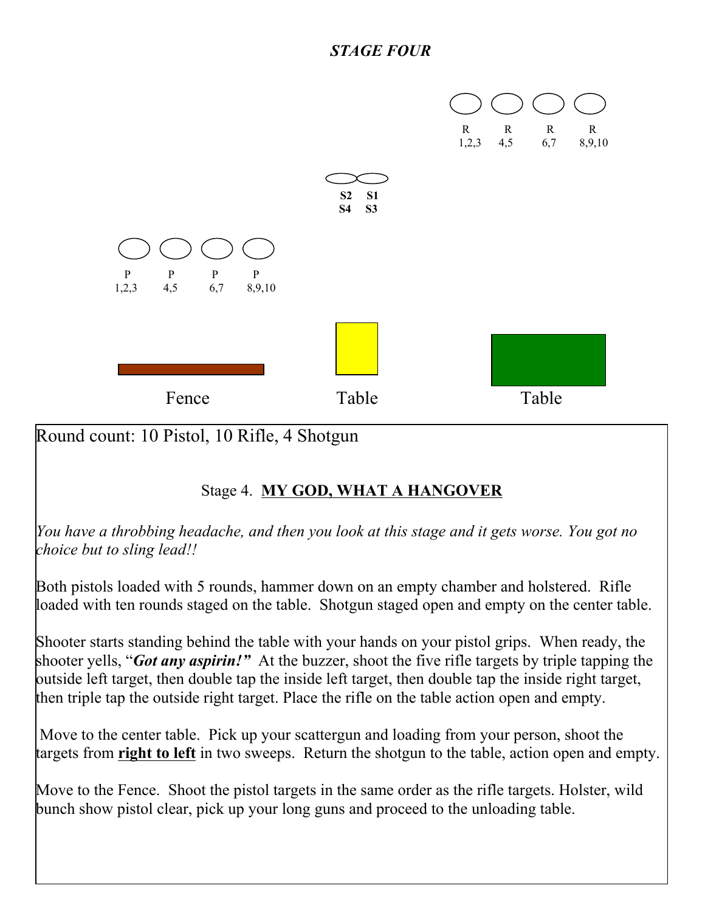*STAGE FOUR*

R R R R
1,2,3 4,5 6,7 8,9,10

**S2 S1**
**S4 S3**

P P P P
1,2,3 4,5 6,7 8,9,10

Fence Table Table

Round count: 10 Pistol, 10 Rifle, 4 Shotgun

Stage 4. **MY GOD, WHAT A HANGOVER**

*You have a throbbing headache, and then you look at this stage and it gets worse. You got no choice but to sling lead!!*

Both pistols loaded with 5 rounds, hammer down on an empty chamber and holstered. Rifle loaded with ten rounds staged on the table. Shotgun staged open and empty on the center table.

Shooter starts standing behind the table with your hands on your pistol grips. When ready, the shooter yells, "***Got any aspirin!"*** At the buzzer, shoot the five rifle targets by triple tapping the outside left target, then double tap the inside left target, then double tap the inside right target, then triple tap the outside right target. Place the rifle on the table action open and empty.

Move to the center table. Pick up your scattergun and loading from your person, shoot the targets from **right to left** in two sweeps. Return the shotgun to the table, action open and empty.

Move to the Fence. Shoot the pistol targets in the same order as the rifle targets. Holster, wild bunch show pistol clear, pick up your long guns and proceed to the unloading table.